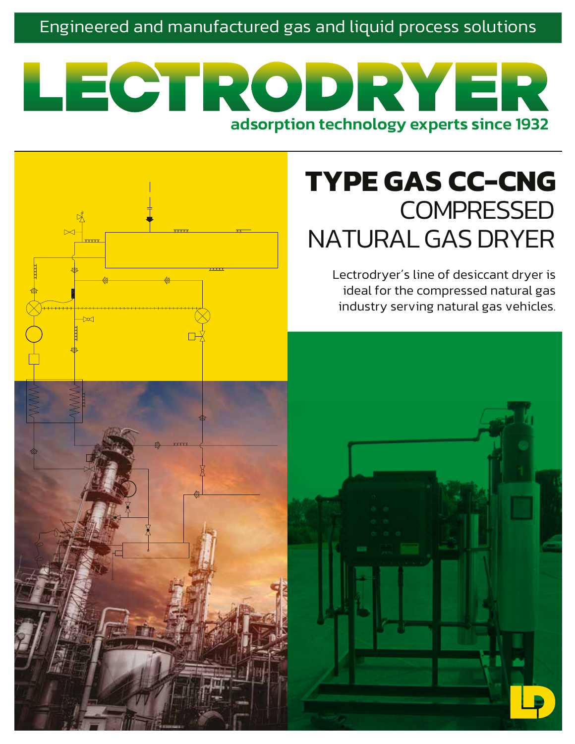Engineered and manufactured gas and liquid process solutions

# LECTRODRYER

**adsorption technology experts since 1932**

# TYPE GAS CC-CNG
## COMPRESSED NATURAL GAS DRYER

Lectrodryer's line of desiccant dryer is ideal for the compressed natural gas industry serving natural gas vehicles.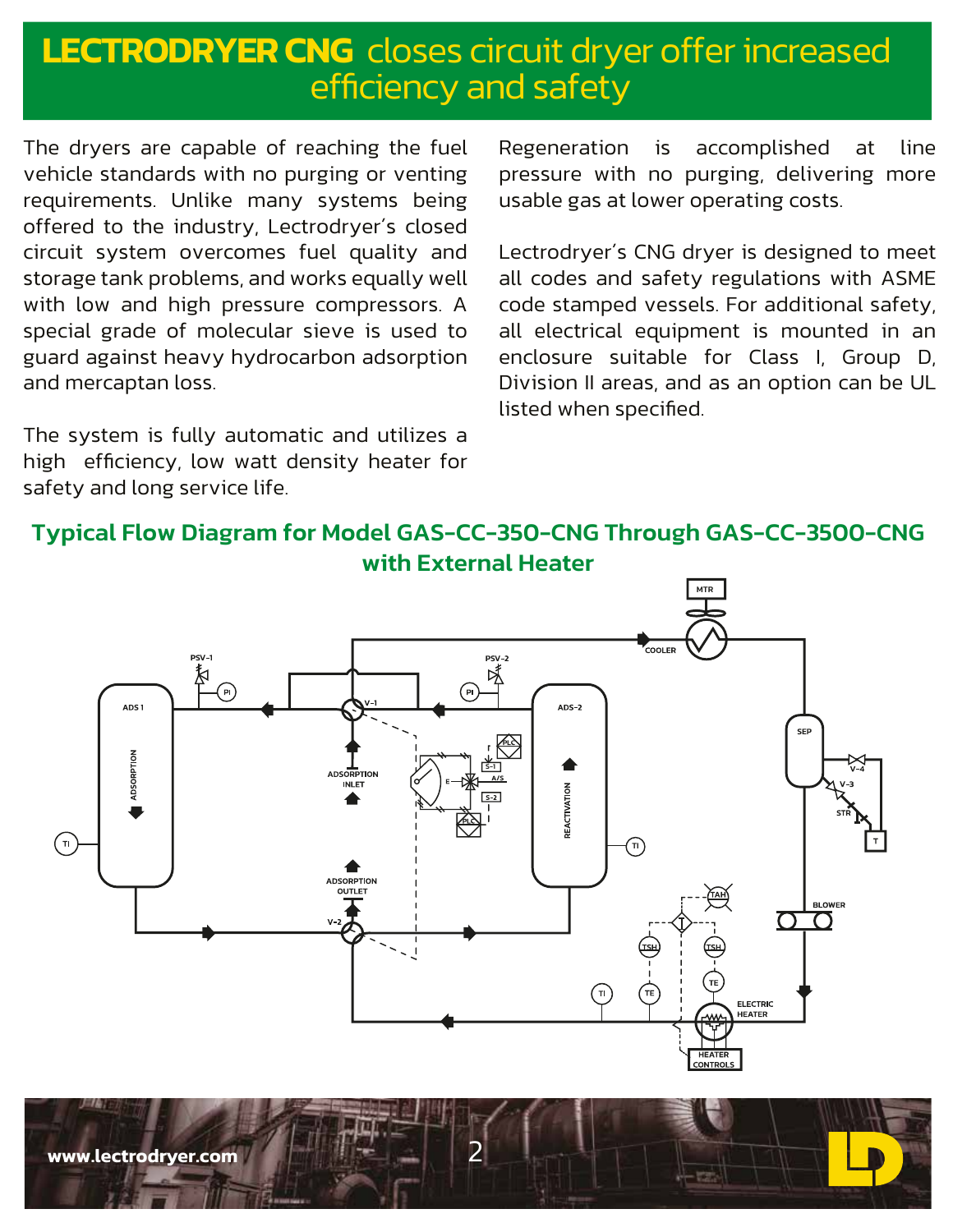# LECTRODRYER CNG closes circuit dryer offer increased efficiency and safety

The dryers are capable of reaching the fuel vehicle standards with no purging or venting requirements. Unlike many systems being offered to the industry, Lectrodryer's closed circuit system overcomes fuel quality and storage tank problems, and works equally well with low and high pressure compressors. A special grade of molecular sieve is used to guard against heavy hydrocarbon adsorption and mercaptan loss.

The system is fully automatic and utilizes a high efficiency, low watt density heater for safety and long service life.

Regeneration is accomplished at line pressure with no purging, delivering more usable gas at lower operating costs.

Lectrodryer's CNG dryer is designed to meet all codes and safety regulations with ASME code stamped vessels. For additional safety, all electrical equipment is mounted in an enclosure suitable for Class I, Group D, Division II areas, and as an option can be UL listed when specified.

## Typical Flow Diagram for Model GAS-CC-350-CNG Through GAS-CC-3500-CNG with External Heater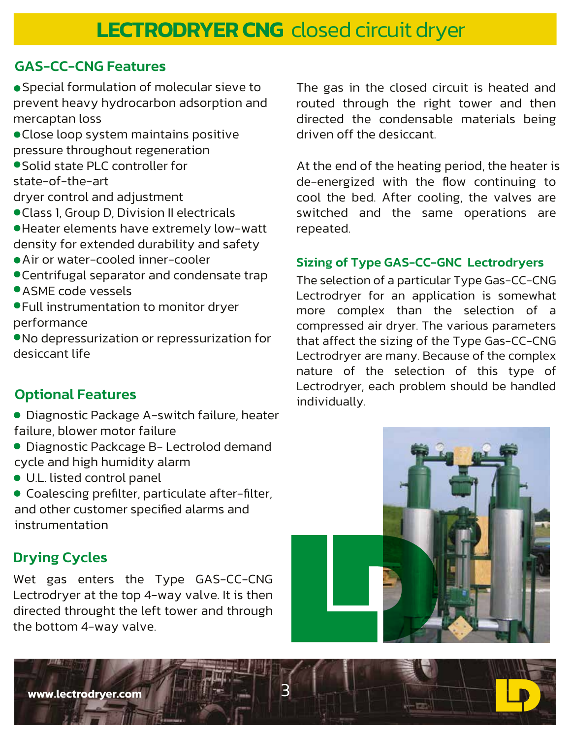# LECTRODRYER CNG closed circuit dryer

## GAS-CC-CNG Features

- Special formulation of molecular sieve to prevent heavy hydrocarbon adsorption and mercaptan loss
- Close loop system maintains positive pressure throughout regeneration
- Solid state PLC controller for state-of-the-art dryer control and adjustment
- Class 1, Group D, Division II electricals
- Heater elements have extremely low-watt density for extended durability and safety
- Air or water-cooled inner-cooler
- Centrifugal separator and condensate trap
- ASME code vessels
- Full instrumentation to monitor dryer performance
- No depressurization or repressurization for desiccant life

## Optional Features

- Diagnostic Package A-switch failure, heater failure, blower motor failure
- Diagnostic Packcage B- Lectrolod demand cycle and high humidity alarm
- U.L. listed control panel
- Coalescing prefilter, particulate after-filter, and other customer specified alarms and instrumentation

## Drying Cycles

Wet gas enters the Type GAS-CC-CNG Lectrodryer at the top 4-way valve. It is then directed throught the left tower and through the bottom 4-way valve.

The gas in the closed circuit is heated and routed through the right tower and then directed the condensable materials being driven off the desiccant.

At the end of the heating period, the heater is de-energized with the flow continuing to cool the bed. After cooling, the valves are switched and the same operations are repeated.

## Sizing of Type GAS-CC-GNC Lectrodryers

The selection of a particular Type Gas-CC-CNG Lectrodryer for an application is somewhat more complex than the selection of a compressed air dryer. The various parameters that affect the sizing of the Type Gas-CC-CNG Lectrodryer are many. Because of the complex nature of the selection of this type of Lectrodryer, each problem should be handled individually.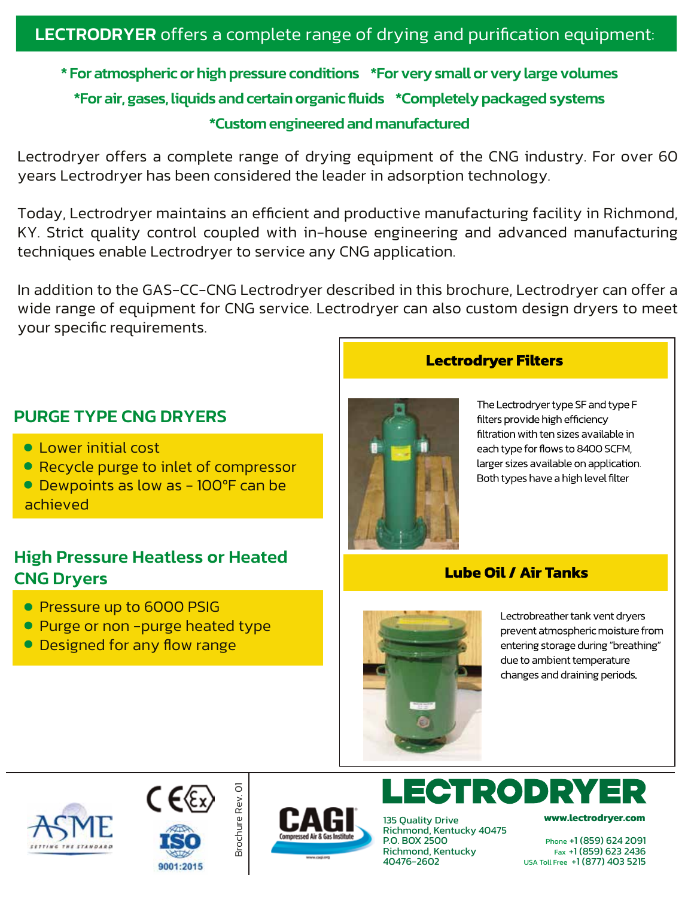## **LECTRODRYER** offers a complete range of drying and purification equipment:

**\* For atmospheric or high pressure conditions   \*For very small or very large volumes**

**\*For air, gases, liquids and certain organic fluids   \*Completely packaged systems**

**\*Custom engineered and manufactured**

Lectrodryer offers a complete range of drying equipment of the CNG industry. For over 60 years Lectrodryer has been considered the leader in adsorption technology.

Today, Lectrodryer maintains an efficient and productive manufacturing facility in Richmond, KY. Strict quality control coupled with in-house engineering and advanced manufacturing techniques enable Lectrodryer to service any CNG application.

In addition to the GAS-CC-CNG Lectrodryer described in this brochure, Lectrodryer can offer a wide range of equipment for CNG service. Lectrodryer can also custom design dryers to meet your specific requirements.

## PURGE TYPE CNG DRYERS

- Lower initial cost
- Recycle purge to inlet of compressor
- Dewpoints as low as - 100°F can be achieved

## High Pressure Heatless or Heated CNG Dryers

- Pressure up to 6000 PSIG
- Purge or non -purge heated type
- Designed for any flow range

### Lectrodryer Filters

The Lectrodryer type SF and type F filters provide high efficiency filtration with ten sizes available in each type for flows to 8400 SCFM, larger sizes available on application. Both types have a high level filter

### Lube Oil / Air Tanks

Lectrobreather tank vent dryers prevent atmospheric moisture from entering storage during "breathing" due to ambient temperature changes and draining periods.

Brochure Rev. 01

**LECTRODRYER**

135 Quality Drive
Richmond, Kentucky 40475
P.O. BOX 2500
Richmond, Kentucky
40476-2602

www.lectrodryer.com

Phone +1 (859) 624 2091
Fax +1 (859) 623 2436
USA Toll Free +1 (877) 403 5215